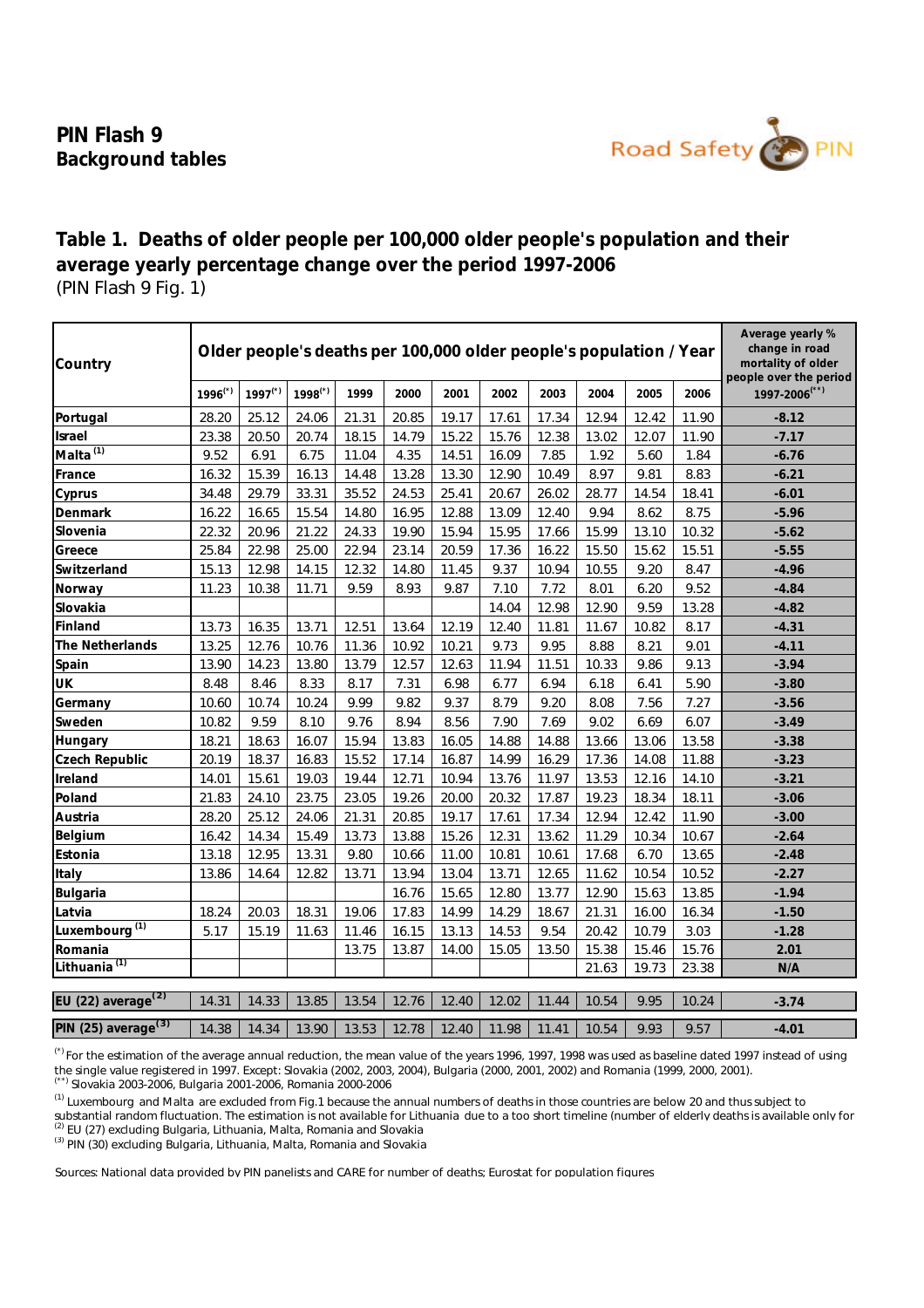# PIN Flash 9
## Background tables

### Table 1. Deaths of older people per 100,000 older people's population and their average yearly percentage change over the period 1997-2006

(PIN Flash 9 Fig. 1)

| Country | Older people's deaths per 100,000 older people's population / Year | | | | | | | | | | | Average yearly % change in road mortality of older people over the period |
|---|---|---|---|---|---|---|---|---|---|---|---|---|
| | 1996(*) | 1997(*) | 1998(*) | 1999 | 2000 | 2001 | 2002 | 2003 | 2004 | 2005 | 2006 | 1997-2006(**) |
| **Portugal** | 28.20 | 25.12 | 24.06 | 21.31 | 20.85 | 19.17 | 17.61 | 17.34 | 12.94 | 12.42 | 11.90 | **-8.12** |
| **Israel** | 23.38 | 20.50 | 20.74 | 18.15 | 14.79 | 15.22 | 15.76 | 12.38 | 13.02 | 12.07 | 11.90 | **-7.17** |
| **Malta (1)** | 9.52 | 6.91 | 6.75 | 11.04 | 4.35 | 14.51 | 16.09 | 7.85 | 1.92 | 5.60 | 1.84 | **-6.76** |
| **France** | 16.32 | 15.39 | 16.13 | 14.48 | 13.28 | 13.30 | 12.90 | 10.49 | 8.97 | 9.81 | 8.83 | **-6.21** |
| **Cyprus** | 34.48 | 29.79 | 33.31 | 35.52 | 24.53 | 25.41 | 20.67 | 26.02 | 28.77 | 14.54 | 18.41 | **-6.01** |
| **Denmark** | 16.22 | 16.65 | 15.54 | 14.80 | 16.95 | 12.88 | 13.09 | 12.40 | 9.94 | 8.62 | 8.75 | **-5.96** |
| **Slovenia** | 22.32 | 20.96 | 21.22 | 24.33 | 19.90 | 15.94 | 15.95 | 17.66 | 15.99 | 13.10 | 10.32 | **-5.62** |
| **Greece** | 25.84 | 22.98 | 25.00 | 22.94 | 23.14 | 20.59 | 17.36 | 16.22 | 15.50 | 15.62 | 15.51 | **-5.55** |
| **Switzerland** | 15.13 | 12.98 | 14.15 | 12.32 | 14.80 | 11.45 | 9.37 | 10.94 | 10.55 | 9.20 | 8.47 | **-4.96** |
| **Norway** | 11.23 | 10.38 | 11.71 | 9.59 | 8.93 | 9.87 | 7.10 | 7.72 | 8.01 | 6.20 | 9.52 | **-4.84** |
| **Slovakia** | | | | | | | 14.04 | 12.98 | 12.90 | 9.59 | 13.28 | **-4.82** |
| **Finland** | 13.73 | 16.35 | 13.71 | 12.51 | 13.64 | 12.19 | 12.40 | 11.81 | 11.67 | 10.82 | 8.17 | **-4.31** |
| **The Netherlands** | 13.25 | 12.76 | 10.76 | 11.36 | 10.92 | 10.21 | 9.73 | 9.95 | 8.88 | 8.21 | 9.01 | **-4.11** |
| **Spain** | 13.90 | 14.23 | 13.80 | 13.79 | 12.57 | 12.63 | 11.94 | 11.51 | 10.33 | 9.86 | 9.13 | **-3.94** |
| **UK** | 8.48 | 8.46 | 8.33 | 8.17 | 7.31 | 6.98 | 6.77 | 6.94 | 6.18 | 6.41 | 5.90 | **-3.80** |
| **Germany** | 10.60 | 10.74 | 10.24 | 9.99 | 9.82 | 9.37 | 8.79 | 9.20 | 8.08 | 7.56 | 7.27 | **-3.56** |
| **Sweden** | 10.82 | 9.59 | 8.10 | 9.76 | 8.94 | 8.56 | 7.90 | 7.69 | 9.02 | 6.69 | 6.07 | **-3.49** |
| **Hungary** | 18.21 | 18.63 | 16.07 | 15.94 | 13.83 | 16.05 | 14.88 | 14.88 | 13.66 | 13.06 | 13.58 | **-3.38** |
| **Czech Republic** | 20.19 | 18.37 | 16.83 | 15.52 | 17.14 | 16.87 | 14.99 | 16.29 | 17.36 | 14.08 | 11.88 | **-3.23** |
| **Ireland** | 14.01 | 15.61 | 19.03 | 19.44 | 12.71 | 10.94 | 13.76 | 11.97 | 13.53 | 12.16 | 14.10 | **-3.21** |
| **Poland** | 21.83 | 24.10 | 23.75 | 23.05 | 19.26 | 20.00 | 20.32 | 17.87 | 19.23 | 18.34 | 18.11 | **-3.06** |
| **Austria** | 28.20 | 25.12 | 24.06 | 21.31 | 20.85 | 19.17 | 17.61 | 17.34 | 12.94 | 12.42 | 11.90 | **-3.00** |
| **Belgium** | 16.42 | 14.34 | 15.49 | 13.73 | 13.88 | 15.26 | 12.31 | 13.62 | 11.29 | 10.34 | 10.67 | **-2.64** |
| **Estonia** | 13.18 | 12.95 | 13.31 | 9.80 | 10.66 | 11.00 | 10.81 | 10.61 | 17.68 | 6.70 | 13.65 | **-2.48** |
| **Italy** | 13.86 | 14.64 | 12.82 | 13.71 | 13.94 | 13.04 | 13.71 | 12.65 | 11.62 | 10.54 | 10.52 | **-2.27** |
| **Bulgaria** | | | | | 16.76 | 15.65 | 12.80 | 13.77 | 12.90 | 15.63 | 13.85 | **-1.94** |
| **Latvia** | 18.24 | 20.03 | 18.31 | 19.06 | 17.83 | 14.99 | 14.29 | 18.67 | 21.31 | 16.00 | 16.34 | **-1.50** |
| **Luxembourg (1)** | 5.17 | 15.19 | 11.63 | 11.46 | 16.15 | 13.13 | 14.53 | 9.54 | 20.42 | 10.79 | 3.03 | **-1.28** |
| **Romania** | | | | 13.75 | 13.87 | 14.00 | 15.05 | 13.50 | 15.38 | 15.46 | 15.76 | **2.01** |
| **Lithuania (1)** | | | | | | | | | 21.63 | 19.73 | 23.38 | **N/A** |
| **EU (22) average (2)** | 14.31 | 14.33 | 13.85 | 13.54 | 12.76 | 12.40 | 12.02 | 11.44 | 10.54 | 9.95 | 10.24 | **-3.74** |
| **PIN (25) average (3)** | 14.38 | 14.34 | 13.90 | 13.53 | 12.78 | 12.40 | 11.98 | 11.41 | 10.54 | 9.93 | 9.57 | **-4.01** |

(*) For the estimation of the average annual reduction, the mean value of the years 1996, 1997, 1998 was used as baseline dated 1997 instead of using the single value registered in 1997. Except: Slovakia (2002, 2003, 2004), Bulgaria (2000, 2001, 2002) and Romania (1999, 2000, 2001).
(**) Slovakia 2003-2006, Bulgaria 2001-2006, Romania 2000-2006

(1) Luxembourg and Malta are excluded from Fig.1 because the annual numbers of deaths in those countries are below 20 and thus subject to substantial random fluctuation. The estimation is not available for Lithuania due to a too short timeline (number of elderly deaths is available only for
(2) EU (27) excluding Bulgaria, Lithuania, Malta, Romania and Slovakia
(3) PIN (30) excluding Bulgaria, Lithuania, Malta, Romania and Slovakia

Sources: National data provided by PIN panelists and CARE for number of deaths; Eurostat for population figures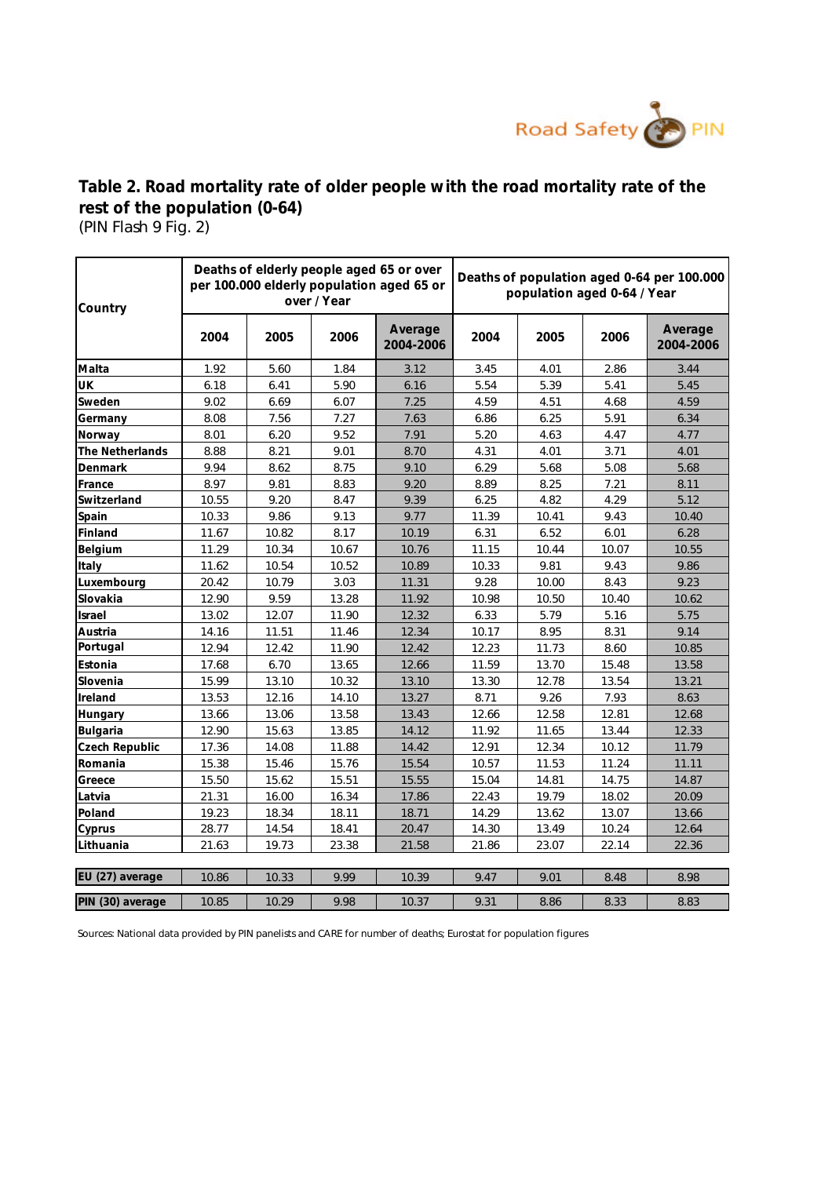## Table 2. Road mortality rate of older people with the road mortality rate of the rest of the population (0-64)

(PIN Flash 9 Fig. 2)

| Country | Deaths of elderly people aged 65 or over per 100.000 elderly population aged 65 or over / Year | | | | Deaths of population aged 0-64 per 100.000 population aged 0-64 / Year | | | |
|---|---|---|---|---|---|---|---|---|
| | 2004 | 2005 | 2006 | Average 2004-2006 | 2004 | 2005 | 2006 | Average 2004-2006 |
| **Malta** | 1.92 | 5.60 | 1.84 | 3.12 | 3.45 | 4.01 | 2.86 | 3.44 |
| **UK** | 6.18 | 6.41 | 5.90 | 6.16 | 5.54 | 5.39 | 5.41 | 5.45 |
| **Sweden** | 9.02 | 6.69 | 6.07 | 7.25 | 4.59 | 4.51 | 4.68 | 4.59 |
| **Germany** | 8.08 | 7.56 | 7.27 | 7.63 | 6.86 | 6.25 | 5.91 | 6.34 |
| **Norway** | 8.01 | 6.20 | 9.52 | 7.91 | 5.20 | 4.63 | 4.47 | 4.77 |
| **The Netherlands** | 8.88 | 8.21 | 9.01 | 8.70 | 4.31 | 4.01 | 3.71 | 4.01 |
| **Denmark** | 9.94 | 8.62 | 8.75 | 9.10 | 6.29 | 5.68 | 5.08 | 5.68 |
| **France** | 8.97 | 9.81 | 8.83 | 9.20 | 8.89 | 8.25 | 7.21 | 8.11 |
| **Switzerland** | 10.55 | 9.20 | 8.47 | 9.39 | 6.25 | 4.82 | 4.29 | 5.12 |
| **Spain** | 10.33 | 9.86 | 9.13 | 9.77 | 11.39 | 10.41 | 9.43 | 10.40 |
| **Finland** | 11.67 | 10.82 | 8.17 | 10.19 | 6.31 | 6.52 | 6.01 | 6.28 |
| **Belgium** | 11.29 | 10.34 | 10.67 | 10.76 | 11.15 | 10.44 | 10.07 | 10.55 |
| **Italy** | 11.62 | 10.54 | 10.52 | 10.89 | 10.33 | 9.81 | 9.43 | 9.86 |
| **Luxembourg** | 20.42 | 10.79 | 3.03 | 11.31 | 9.28 | 10.00 | 8.43 | 9.23 |
| **Slovakia** | 12.90 | 9.59 | 13.28 | 11.92 | 10.98 | 10.50 | 10.40 | 10.62 |
| **Israel** | 13.02 | 12.07 | 11.90 | 12.32 | 6.33 | 5.79 | 5.16 | 5.75 |
| **Austria** | 14.16 | 11.51 | 11.46 | 12.34 | 10.17 | 8.95 | 8.31 | 9.14 |
| **Portugal** | 12.94 | 12.42 | 11.90 | 12.42 | 12.23 | 11.73 | 8.60 | 10.85 |
| **Estonia** | 17.68 | 6.70 | 13.65 | 12.66 | 11.59 | 13.70 | 15.48 | 13.58 |
| **Slovenia** | 15.99 | 13.10 | 10.32 | 13.10 | 13.30 | 12.78 | 13.54 | 13.21 |
| **Ireland** | 13.53 | 12.16 | 14.10 | 13.27 | 8.71 | 9.26 | 7.93 | 8.63 |
| **Hungary** | 13.66 | 13.06 | 13.58 | 13.43 | 12.66 | 12.58 | 12.81 | 12.68 |
| **Bulgaria** | 12.90 | 15.63 | 13.85 | 14.12 | 11.92 | 11.65 | 13.44 | 12.33 |
| **Czech Republic** | 17.36 | 14.08 | 11.88 | 14.42 | 12.91 | 12.34 | 10.12 | 11.79 |
| **Romania** | 15.38 | 15.46 | 15.76 | 15.54 | 10.57 | 11.53 | 11.24 | 11.11 |
| **Greece** | 15.50 | 15.62 | 15.51 | 15.55 | 15.04 | 14.81 | 14.75 | 14.87 |
| **Latvia** | 21.31 | 16.00 | 16.34 | 17.86 | 22.43 | 19.79 | 18.02 | 20.09 |
| **Poland** | 19.23 | 18.34 | 18.11 | 18.71 | 14.29 | 13.62 | 13.07 | 13.66 |
| **Cyprus** | 28.77 | 14.54 | 18.41 | 20.47 | 14.30 | 13.49 | 10.24 | 12.64 |
| **Lithuania** | 21.63 | 19.73 | 23.38 | 21.58 | 21.86 | 23.07 | 22.14 | 22.36 |
| **EU (27) average** | 10.86 | 10.33 | 9.99 | 10.39 | 9.47 | 9.01 | 8.48 | 8.98 |
| **PIN (30) average** | 10.85 | 10.29 | 9.98 | 10.37 | 9.31 | 8.86 | 8.33 | 8.83 |

Sources: National data provided by PIN panelists and CARE for number of deaths; Eurostat for population figures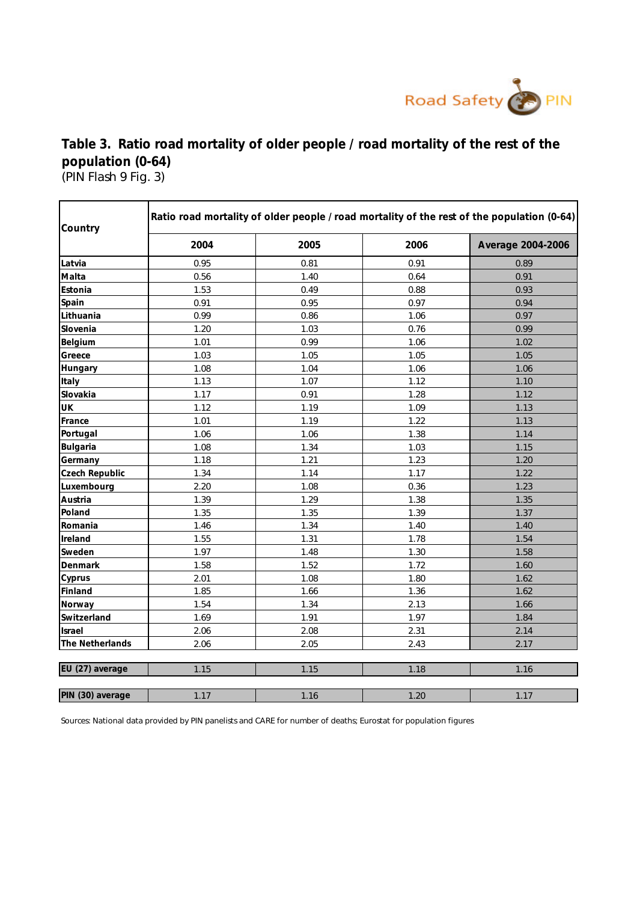# Table 3. Ratio road mortality of older people / road mortality of the rest of the population (0-64)

(PIN Flash 9 Fig. 3)

| Country | Ratio road mortality of older people / road mortality of the rest of the population (0-64) | | | |
|---|---|---|---|---|
| | 2004 | 2005 | 2006 | Average 2004-2006 |
| Latvia | 0.95 | 0.81 | 0.91 | 0.89 |
| Malta | 0.56 | 1.40 | 0.64 | 0.91 |
| Estonia | 1.53 | 0.49 | 0.88 | 0.93 |
| Spain | 0.91 | 0.95 | 0.97 | 0.94 |
| Lithuania | 0.99 | 0.86 | 1.06 | 0.97 |
| Slovenia | 1.20 | 1.03 | 0.76 | 0.99 |
| Belgium | 1.01 | 0.99 | 1.06 | 1.02 |
| Greece | 1.03 | 1.05 | 1.05 | 1.05 |
| Hungary | 1.08 | 1.04 | 1.06 | 1.06 |
| Italy | 1.13 | 1.07 | 1.12 | 1.10 |
| Slovakia | 1.17 | 0.91 | 1.28 | 1.12 |
| UK | 1.12 | 1.19 | 1.09 | 1.13 |
| France | 1.01 | 1.19 | 1.22 | 1.13 |
| Portugal | 1.06 | 1.06 | 1.38 | 1.14 |
| Bulgaria | 1.08 | 1.34 | 1.03 | 1.15 |
| Germany | 1.18 | 1.21 | 1.23 | 1.20 |
| Czech Republic | 1.34 | 1.14 | 1.17 | 1.22 |
| Luxembourg | 2.20 | 1.08 | 0.36 | 1.23 |
| Austria | 1.39 | 1.29 | 1.38 | 1.35 |
| Poland | 1.35 | 1.35 | 1.39 | 1.37 |
| Romania | 1.46 | 1.34 | 1.40 | 1.40 |
| Ireland | 1.55 | 1.31 | 1.78 | 1.54 |
| Sweden | 1.97 | 1.48 | 1.30 | 1.58 |
| Denmark | 1.58 | 1.52 | 1.72 | 1.60 |
| Cyprus | 2.01 | 1.08 | 1.80 | 1.62 |
| Finland | 1.85 | 1.66 | 1.36 | 1.62 |
| Norway | 1.54 | 1.34 | 2.13 | 1.66 |
| Switzerland | 1.69 | 1.91 | 1.97 | 1.84 |
| Israel | 2.06 | 2.08 | 2.31 | 2.14 |
| The Netherlands | 2.06 | 2.05 | 2.43 | 2.17 |
| EU (27) average | 1.15 | 1.15 | 1.18 | 1.16 |
| PIN (30) average | 1.17 | 1.16 | 1.20 | 1.17 |

Sources: National data provided by PIN panelists and CARE for number of deaths; Eurostat for population figures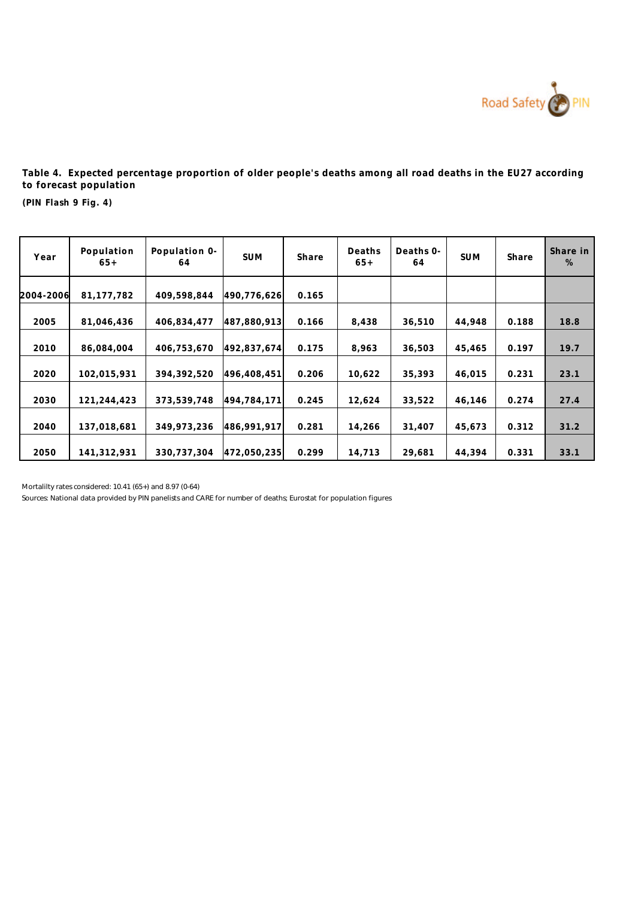**Table 4. Expected percentage proportion of older people's deaths among all road deaths in the EU27 according to forecast population**

**(PIN Flash 9 Fig. 4)**

| Year | Population 65+ | Population 0-64 | SUM | Share | Deaths 65+ | Deaths 0-64 | SUM | Share | Share in % |
|---|---|---|---|---|---|---|---|---|---|
| 2004-2006 | 81,177,782 | 409,598,844 | 490,776,626 | 0.165 | | | | | |
| 2005 | 81,046,436 | 406,834,477 | 487,880,913 | 0.166 | 8,438 | 36,510 | 44,948 | 0.188 | 18.8 |
| 2010 | 86,084,004 | 406,753,670 | 492,837,674 | 0.175 | 8,963 | 36,503 | 45,465 | 0.197 | 19.7 |
| 2020 | 102,015,931 | 394,392,520 | 496,408,451 | 0.206 | 10,622 | 35,393 | 46,015 | 0.231 | 23.1 |
| 2030 | 121,244,423 | 373,539,748 | 494,784,171 | 0.245 | 12,624 | 33,522 | 46,146 | 0.274 | 27.4 |
| 2040 | 137,018,681 | 349,973,236 | 486,991,917 | 0.281 | 14,266 | 31,407 | 45,673 | 0.312 | 31.2 |
| 2050 | 141,312,931 | 330,737,304 | 472,050,235 | 0.299 | 14,713 | 29,681 | 44,394 | 0.331 | 33.1 |

Mortalilty rates considered: 10.41 (65+) and 8.97 (0-64)

Sources: National data provided by PIN panelists and CARE for number of deaths; Eurostat for population figures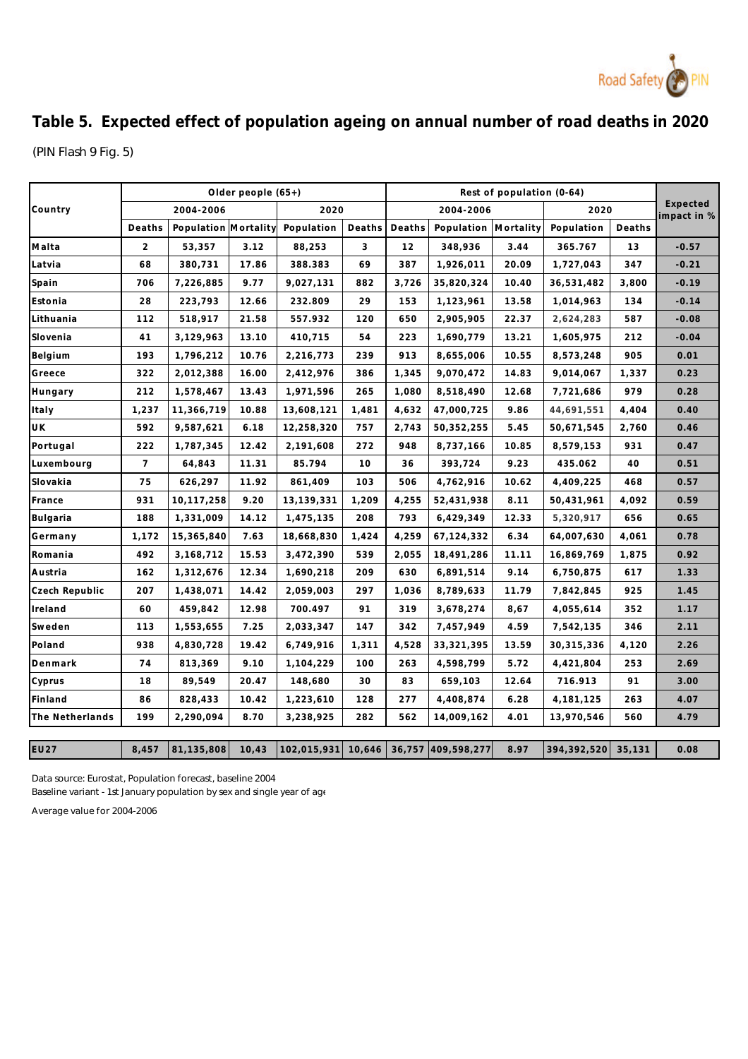# Table 5. Expected effect of population ageing on annual number of road deaths in 2020

(PIN Flash 9 Fig. 5)

| Country | Older people (65+) | | | | | Rest of population (0-64) | | | | | Expected impact in % |
|---|---|---|---|---|---|---|---|---|---|---|---|
| | 2004-2006 | | | 2020 | | 2004-2006 | | | 2020 | | |
| | Deaths | Population | Mortality | Population | Deaths | Deaths | Population | Mortality | Population | Deaths | |
| Malta | 2 | 53,357 | 3.12 | 88,253 | 3 | 12 | 348,936 | 3.44 | 365.767 | 13 | -0.57 |
| Latvia | 68 | 380,731 | 17.86 | 388.383 | 69 | 387 | 1,926,011 | 20.09 | 1,727,043 | 347 | -0.21 |
| Spain | 706 | 7,226,885 | 9.77 | 9,027,131 | 882 | 3,726 | 35,820,324 | 10.40 | 36,531,482 | 3,800 | -0.19 |
| Estonia | 28 | 223,793 | 12.66 | 232.809 | 29 | 153 | 1,123,961 | 13.58 | 1,014,963 | 134 | -0.14 |
| Lithuania | 112 | 518,917 | 21.58 | 557.932 | 120 | 650 | 2,905,905 | 22.37 | 2,624,283 | 587 | -0.08 |
| Slovenia | 41 | 3,129,963 | 13.10 | 410,715 | 54 | 223 | 1,690,779 | 13.21 | 1,605,975 | 212 | -0.04 |
| Belgium | 193 | 1,796,212 | 10.76 | 2,216,773 | 239 | 913 | 8,655,006 | 10.55 | 8,573,248 | 905 | 0.01 |
| Greece | 322 | 2,012,388 | 16.00 | 2,412,976 | 386 | 1,345 | 9,070,472 | 14.83 | 9,014,067 | 1,337 | 0.23 |
| Hungary | 212 | 1,578,467 | 13.43 | 1,971,596 | 265 | 1,080 | 8,518,490 | 12.68 | 7,721,686 | 979 | 0.28 |
| Italy | 1,237 | 11,366,719 | 10.88 | 13,608,121 | 1,481 | 4,632 | 47,000,725 | 9.86 | 44,691,551 | 4,404 | 0.40 |
| UK | 592 | 9,587,621 | 6.18 | 12,258,320 | 757 | 2,743 | 50,352,255 | 5.45 | 50,671,545 | 2,760 | 0.46 |
| Portugal | 222 | 1,787,345 | 12.42 | 2,191,608 | 272 | 948 | 8,737,166 | 10.85 | 8,579,153 | 931 | 0.47 |
| Luxembourg | 7 | 64,843 | 11.31 | 85.794 | 10 | 36 | 393,724 | 9.23 | 435.062 | 40 | 0.51 |
| Slovakia | 75 | 626,297 | 11.92 | 861,409 | 103 | 506 | 4,762,916 | 10.62 | 4,409,225 | 468 | 0.57 |
| France | 931 | 10,117,258 | 9.20 | 13,139,331 | 1,209 | 4,255 | 52,431,938 | 8.11 | 50,431,961 | 4,092 | 0.59 |
| Bulgaria | 188 | 1,331,009 | 14.12 | 1,475,135 | 208 | 793 | 6,429,349 | 12.33 | 5,320,917 | 656 | 0.65 |
| Germany | 1,172 | 15,365,840 | 7.63 | 18,668,830 | 1,424 | 4,259 | 67,124,332 | 6.34 | 64,007,630 | 4,061 | 0.78 |
| Romania | 492 | 3,168,712 | 15.53 | 3,472,390 | 539 | 2,055 | 18,491,286 | 11.11 | 16,869,769 | 1,875 | 0.92 |
| Austria | 162 | 1,312,676 | 12.34 | 1,690,218 | 209 | 630 | 6,891,514 | 9.14 | 6,750,875 | 617 | 1.33 |
| Czech Republic | 207 | 1,438,071 | 14.42 | 2,059,003 | 297 | 1,036 | 8,789,633 | 11.79 | 7,842,845 | 925 | 1.45 |
| Ireland | 60 | 459,842 | 12.98 | 700.497 | 91 | 319 | 3,678,274 | 8,67 | 4,055,614 | 352 | 1.17 |
| Sweden | 113 | 1,553,655 | 7.25 | 2,033,347 | 147 | 342 | 7,457,949 | 4.59 | 7,542,135 | 346 | 2.11 |
| Poland | 938 | 4,830,728 | 19.42 | 6,749,916 | 1,311 | 4,528 | 33,321,395 | 13.59 | 30,315,336 | 4,120 | 2.26 |
| Denmark | 74 | 813,369 | 9.10 | 1,104,229 | 100 | 263 | 4,598,799 | 5.72 | 4,421,804 | 253 | 2.69 |
| Cyprus | 18 | 89,549 | 20.47 | 148,680 | 30 | 83 | 659,103 | 12.64 | 716.913 | 91 | 3.00 |
| Finland | 86 | 828,433 | 10.42 | 1,223,610 | 128 | 277 | 4,408,874 | 6.28 | 4,181,125 | 263 | 4.07 |
| The Netherlands | 199 | 2,290,094 | 8.70 | 3,238,925 | 282 | 562 | 14,009,162 | 4.01 | 13,970,546 | 560 | 4.79 |
| EU27 | 8,457 | 81,135,808 | 10,43 | 102,015,931 | 10,646 | 36,757 | 409,598,277 | 8.97 | 394,392,520 | 35,131 | 0.08 |

Data source: Eurostat, Population forecast, baseline 2004

Baseline variant - 1st January population by sex and single year of age

Average value for 2004-2006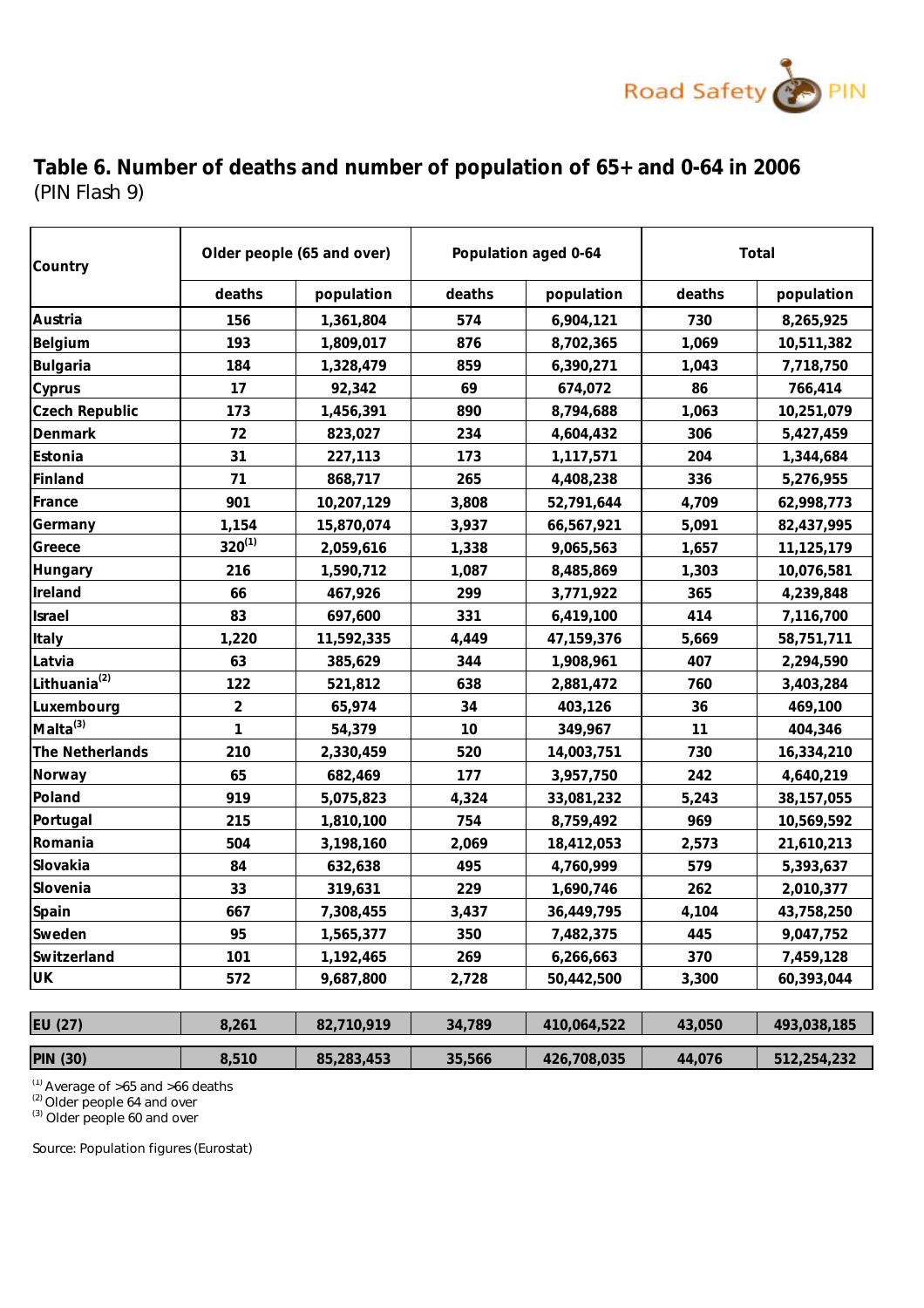## Table 6. Number of deaths and number of population of 65+ and 0-64 in 2006

(PIN Flash 9)

| Country | Older people (65 and over) | | Population aged 0-64 | | Total | |
|---|---|---|---|---|---|---|
| | deaths | population | deaths | population | deaths | population |
| Austria | 156 | 1,361,804 | 574 | 6,904,121 | 730 | 8,265,925 |
| Belgium | 193 | 1,809,017 | 876 | 8,702,365 | 1,069 | 10,511,382 |
| Bulgaria | 184 | 1,328,479 | 859 | 6,390,271 | 1,043 | 7,718,750 |
| Cyprus | 17 | 92,342 | 69 | 674,072 | 86 | 766,414 |
| Czech Republic | 173 | 1,456,391 | 890 | 8,794,688 | 1,063 | 10,251,079 |
| Denmark | 72 | 823,027 | 234 | 4,604,432 | 306 | 5,427,459 |
| Estonia | 31 | 227,113 | 173 | 1,117,571 | 204 | 1,344,684 |
| Finland | 71 | 868,717 | 265 | 4,408,238 | 336 | 5,276,955 |
| France | 901 | 10,207,129 | 3,808 | 52,791,644 | 4,709 | 62,998,773 |
| Germany | 1,154 | 15,870,074 | 3,937 | 66,567,921 | 5,091 | 82,437,995 |
| Greece | 320[(1)] | 2,059,616 | 1,338 | 9,065,563 | 1,657 | 11,125,179 |
| Hungary | 216 | 1,590,712 | 1,087 | 8,485,869 | 1,303 | 10,076,581 |
| Ireland | 66 | 467,926 | 299 | 3,771,922 | 365 | 4,239,848 |
| Israel | 83 | 697,600 | 331 | 6,419,100 | 414 | 7,116,700 |
| Italy | 1,220 | 11,592,335 | 4,449 | 47,159,376 | 5,669 | 58,751,711 |
| Latvia | 63 | 385,629 | 344 | 1,908,961 | 407 | 2,294,590 |
| Lithuania[(2)] | 122 | 521,812 | 638 | 2,881,472 | 760 | 3,403,284 |
| Luxembourg | 2 | 65,974 | 34 | 403,126 | 36 | 469,100 |
| Malta[(3)] | 1 | 54,379 | 10 | 349,967 | 11 | 404,346 |
| The Netherlands | 210 | 2,330,459 | 520 | 14,003,751 | 730 | 16,334,210 |
| Norway | 65 | 682,469 | 177 | 3,957,750 | 242 | 4,640,219 |
| Poland | 919 | 5,075,823 | 4,324 | 33,081,232 | 5,243 | 38,157,055 |
| Portugal | 215 | 1,810,100 | 754 | 8,759,492 | 969 | 10,569,592 |
| Romania | 504 | 3,198,160 | 2,069 | 18,412,053 | 2,573 | 21,610,213 |
| Slovakia | 84 | 632,638 | 495 | 4,760,999 | 579 | 5,393,637 |
| Slovenia | 33 | 319,631 | 229 | 1,690,746 | 262 | 2,010,377 |
| Spain | 667 | 7,308,455 | 3,437 | 36,449,795 | 4,104 | 43,758,250 |
| Sweden | 95 | 1,565,377 | 350 | 7,482,375 | 445 | 9,047,752 |
| Switzerland | 101 | 1,192,465 | 269 | 6,266,663 | 370 | 7,459,128 |
| UK | 572 | 9,687,800 | 2,728 | 50,442,500 | 3,300 | 60,393,044 |
| EU (27) | 8,261 | 82,710,919 | 34,789 | 410,064,522 | 43,050 | 493,038,185 |
| PIN (30) | 8,510 | 85,283,453 | 35,566 | 426,708,035 | 44,076 | 512,254,232 |

[(1)] Average of >65 and >66 deaths
[(2)] Older people 64 and over
[(3)] Older people 60 and over

Source: Population figures (Eurostat)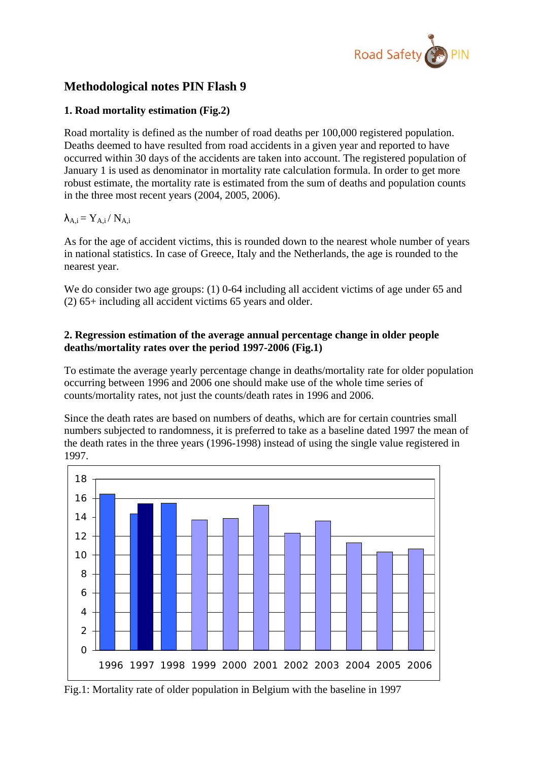# Methodological notes PIN Flash 9

## 1. Road mortality estimation (Fig.2)

Road mortality is defined as the number of road deaths per 100,000 registered population. Deaths deemed to have resulted from road accidents in a given year and reported to have occurred within 30 days of the accidents are taken into account. The registered population of January 1 is used as denominator in mortality rate calculation formula. In order to get more robust estimate, the mortality rate is estimated from the sum of deaths and population counts in the three most recent years (2004, 2005, 2006).

$\lambda_{A,i} = Y_{A,i} / N_{A,i}$

As for the age of accident victims, this is rounded down to the nearest whole number of years in national statistics. In case of Greece, Italy and the Netherlands, the age is rounded to the nearest year.

We do consider two age groups: (1) 0-64 including all accident victims of age under 65 and (2) 65+ including all accident victims 65 years and older.

## 2. Regression estimation of the average annual percentage change in older people deaths/mortality rates over the period 1997-2006 (Fig.1)

To estimate the average yearly percentage change in deaths/mortality rate for older population occurring between 1996 and 2006 one should make use of the whole time series of counts/mortality rates, not just the counts/death rates in 1996 and 2006.

Since the death rates are based on numbers of deaths, which are for certain countries small numbers subjected to randomness, it is preferred to take as a baseline dated 1997 the mean of the death rates in the three years (1996-1998) instead of using the single value registered in 1997.

Fig.1: Mortality rate of older population in Belgium with the baseline in 1997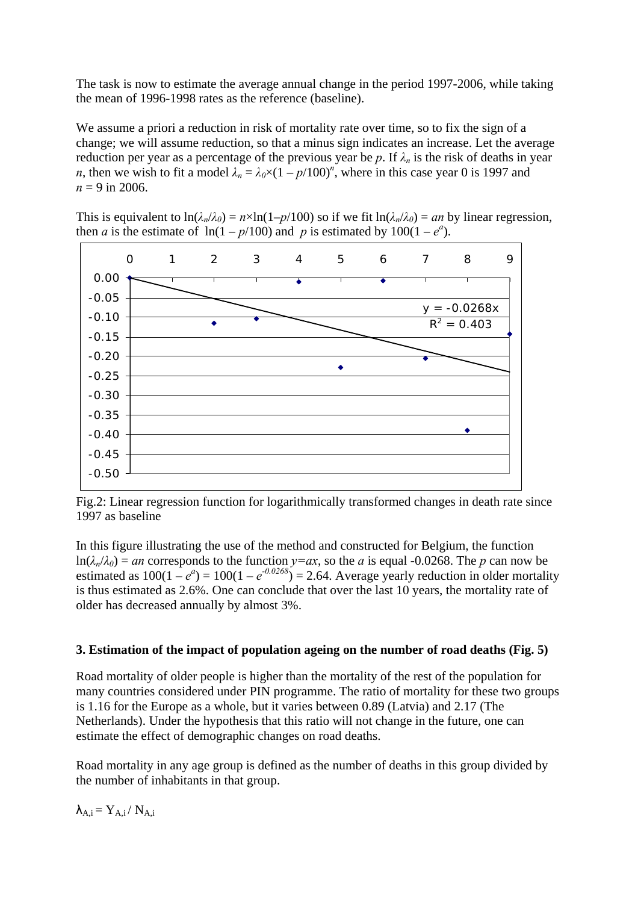The task is now to estimate the average annual change in the period 1997-2006, while taking the mean of 1996-1998 rates as the reference (baseline).

We assume a priori a reduction in risk of mortality rate over time, so to fix the sign of a change; we will assume reduction, so that a minus sign indicates an increase. Let the average reduction per year as a percentage of the previous year be $p$. If $\lambda_n$ is the risk of deaths in year $n$, then we wish to fit a model $\lambda_n = \lambda_0 \times (1 - p/100)^n$, where in this case year 0 is 1997 and $n = 9$ in 2006.

This is equivalent to $\ln(\lambda_n/\lambda_0) = n \times \ln(1 - p/100)$ so if we fit $\ln(\lambda_n/\lambda_0) = an$ by linear regression, then $a$ is the estimate of $\ln(1 - p/100)$ and $p$ is estimated by $100(1 - e^a)$.

0 1 2 3 4 5 6 7 8 9

0.00
-0.05
-0.10
-0.15
-0.20
-0.25
-0.30
-0.35
-0.40
-0.45
-0.50

y = -0.0268x
$R^2 = 0.403$

Fig.2: Linear regression function for logarithmically transformed changes in death rate since 1997 as baseline

In this figure illustrating the use of the method and constructed for Belgium, the function $\ln(\lambda_n/\lambda_0) = an$ corresponds to the function $y=ax$, so the $a$ is equal -0.0268. The $p$ can now be estimated as $100(1 - e^a) = 100(1 - e^{-0.0268}) = 2.64$. Average yearly reduction in older mortality is thus estimated as 2.6%. One can conclude that over the last 10 years, the mortality rate of older has decreased annually by almost 3%.

### 3. Estimation of the impact of population ageing on the number of road deaths (Fig. 5)

Road mortality of older people is higher than the mortality of the rest of the population for many countries considered under PIN programme. The ratio of mortality for these two groups is 1.16 for the Europe as a whole, but it varies between 0.89 (Latvia) and 2.17 (The Netherlands). Under the hypothesis that this ratio will not change in the future, one can estimate the effect of demographic changes on road deaths.

Road mortality in any age group is defined as the number of deaths in this group divided by the number of inhabitants in that group.

$\lambda_{A,i} = Y_{A,i} / N_{A,i}$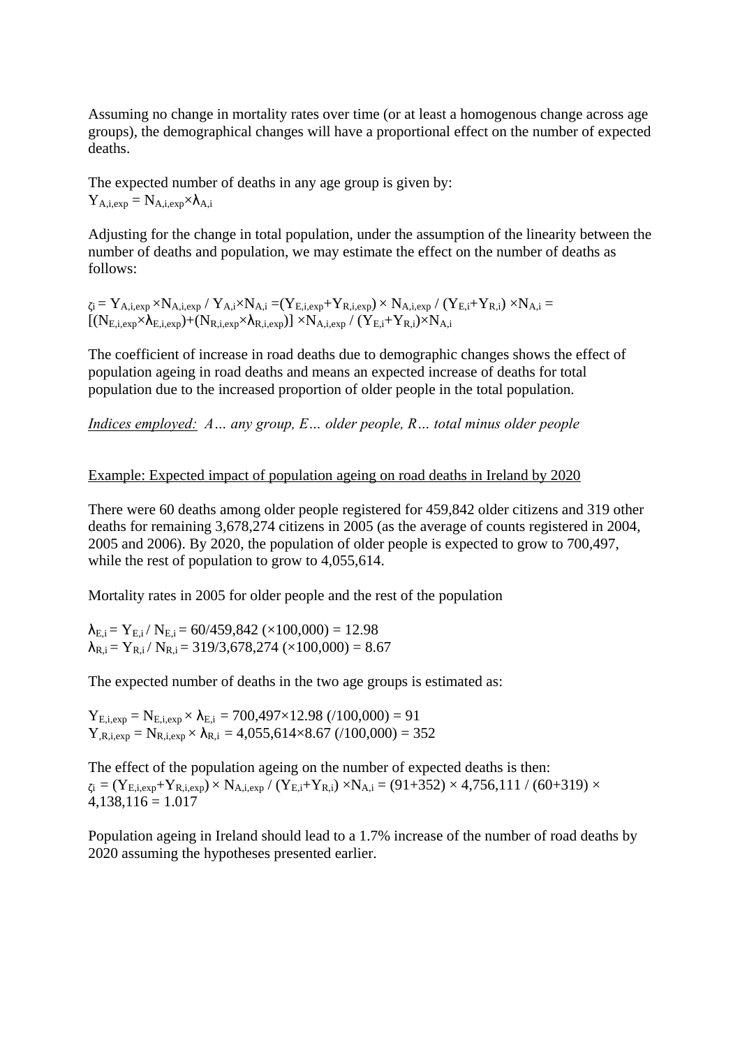Assuming no change in mortality rates over time (or at least a homogenous change across age groups), the demographical changes will have a proportional effect on the number of expected deaths.

The expected number of deaths in any age group is given by:
$Y_{A,i,exp} = N_{A,i,exp} \times \lambda_{A,i}$

Adjusting for the change in total population, under the assumption of the linearity between the number of deaths and population, we may estimate the effect on the number of deaths as follows:

$\zeta_i = Y_{A,i,exp} \times N_{A,i,exp} / Y_{A,i} \times N_{A,i} = (Y_{E,i,exp} + Y_{R,i,exp}) \times N_{A,i,exp} / (Y_{E,i} + Y_{R,i}) \times N_{A,i} = [(N_{E,i,exp} \times \lambda_{E,i,exp}) + (N_{R,i,exp} \times \lambda_{R,i,exp})] \times N_{A,i,exp} / (Y_{E,i} + Y_{R,i}) \times N_{A,i}$

The coefficient of increase in road deaths due to demographic changes shows the effect of population ageing in road deaths and means an expected increase of deaths for total population due to the increased proportion of older people in the total population.

*Indices employed: A… any group, E… older people, R… total minus older people*

Example: Expected impact of population ageing on road deaths in Ireland by 2020

There were 60 deaths among older people registered for 459,842 older citizens and 319 other deaths for remaining 3,678,274 citizens in 2005 (as the average of counts registered in 2004, 2005 and 2006). By 2020, the population of older people is expected to grow to 700,497, while the rest of population to grow to 4,055,614.

Mortality rates in 2005 for older people and the rest of the population

$\lambda_{E,i} = Y_{E,i} / N_{E,i} = 60/459{,}842\ (\times 100{,}000) = 12.98$
$\lambda_{R,i} = Y_{R,i} / N_{R,i} = 319/3{,}678{,}274\ (\times 100{,}000) = 8.67$

The expected number of deaths in the two age groups is estimated as:

$Y_{E,i,exp} = N_{E,i,exp} \times \lambda_{E,i} = 700{,}497 \times 12.98\ (/100{,}000) = 91$
$Y_{,R,i,exp} = N_{R,i,exp} \times \lambda_{R,i} = 4{,}055{,}614 \times 8.67\ (/100{,}000) = 352$

The effect of the population ageing on the number of expected deaths is then:
$\zeta_i = (Y_{E,i,exp} + Y_{R,i,exp}) \times N_{A,i,exp} / (Y_{E,i} + Y_{R,i}) \times N_{A,i} = (91+352) \times 4{,}756{,}111 / (60+319) \times 4{,}138{,}116 = 1.017$

Population ageing in Ireland should lead to a 1.7% increase of the number of road deaths by 2020 assuming the hypotheses presented earlier.